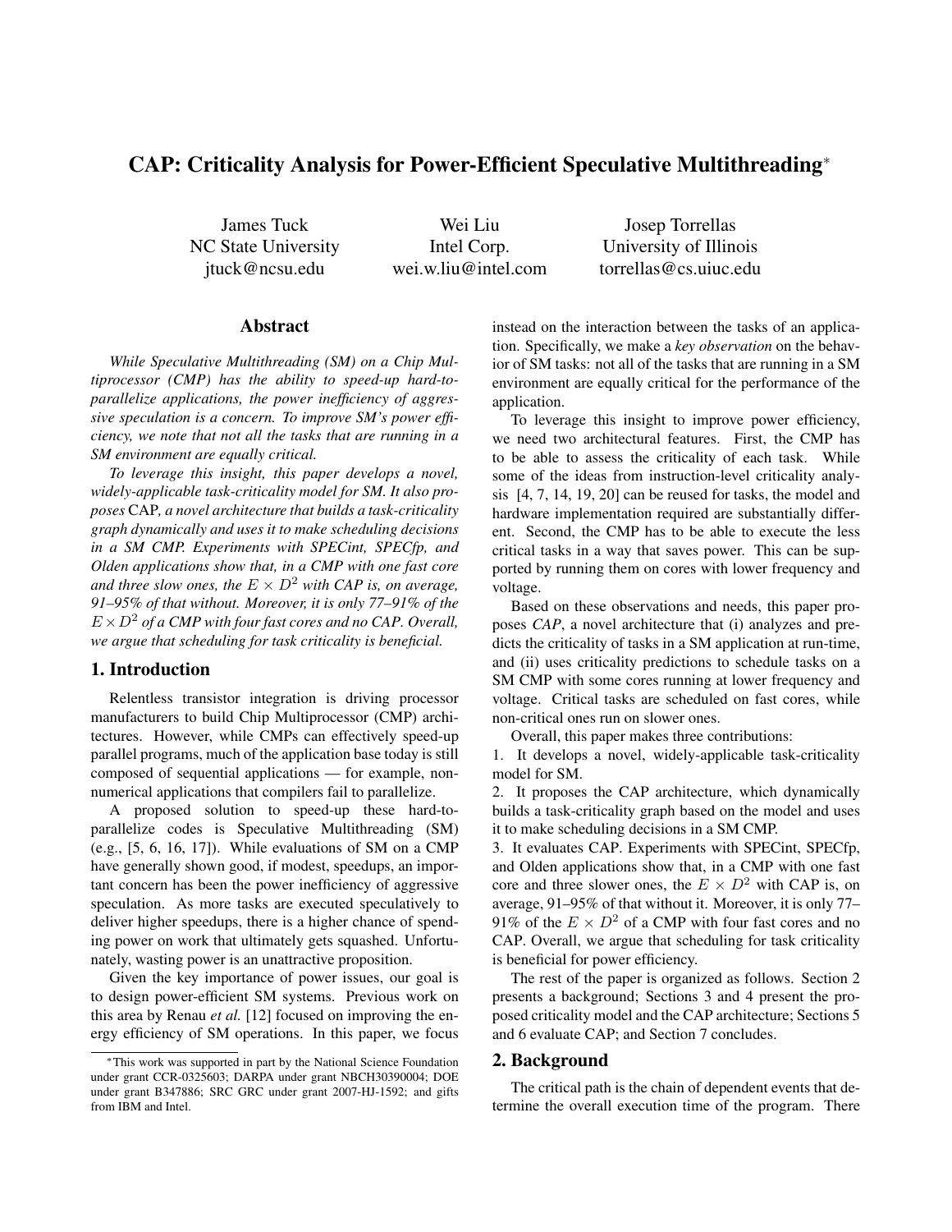# CAP: Criticality Analysis for Power-Efficient Speculative Multithreading*

James Tuck
NC State University
jtuck@ncsu.edu

Wei Liu
Intel Corp.
wei.w.liu@intel.com

Josep Torrellas
University of Illinois
torrellas@cs.uiuc.edu

## Abstract

*While Speculative Multithreading (SM) on a Chip Multiprocessor (CMP) has the ability to speed-up hard-to-parallelize applications, the power inefficiency of aggressive speculation is a concern. To improve SM's power efficiency, we note that not all the tasks that are running in a SM environment are equally critical.*

*To leverage this insight, this paper develops a novel, widely-applicable task-criticality model for SM. It also proposes* CAP*, a novel architecture that builds a task-criticality graph dynamically and uses it to make scheduling decisions in a SM CMP. Experiments with SPECint, SPECfp, and Olden applications show that, in a CMP with one fast core and three slow ones, the $E \times D^2$ with CAP is, on average, 91–95% of that without. Moreover, it is only 77–91% of the $E \times D^2$ of a CMP with four fast cores and no CAP. Overall, we argue that scheduling for task criticality is beneficial.*

## 1. Introduction

Relentless transistor integration is driving processor manufacturers to build Chip Multiprocessor (CMP) architectures. However, while CMPs can effectively speed-up parallel programs, much of the application base today is still composed of sequential applications — for example, non-numerical applications that compilers fail to parallelize.

A proposed solution to speed-up these hard-to-parallelize codes is Speculative Multithreading (SM) (e.g., [5, 6, 16, 17]). While evaluations of SM on a CMP have generally shown good, if modest, speedups, an important concern has been the power inefficiency of aggressive speculation. As more tasks are executed speculatively to deliver higher speedups, there is a higher chance of spending power on work that ultimately gets squashed. Unfortunately, wasting power is an unattractive proposition.

Given the key importance of power issues, our goal is to design power-efficient SM systems. Previous work on this area by Renau *et al.* [12] focused on improving the energy efficiency of SM operations. In this paper, we focus instead on the interaction between the tasks of an application. Specifically, we make a *key observation* on the behavior of SM tasks: not all of the tasks that are running in a SM environment are equally critical for the performance of the application.

To leverage this insight to improve power efficiency, we need two architectural features. First, the CMP has to be able to assess the criticality of each task. While some of the ideas from instruction-level criticality analysis [4, 7, 14, 19, 20] can be reused for tasks, the model and hardware implementation required are substantially different. Second, the CMP has to be able to execute the less critical tasks in a way that saves power. This can be supported by running them on cores with lower frequency and voltage.

Based on these observations and needs, this paper proposes *CAP*, a novel architecture that (i) analyzes and predicts the criticality of tasks in a SM application at run-time, and (ii) uses criticality predictions to schedule tasks on a SM CMP with some cores running at lower frequency and voltage. Critical tasks are scheduled on fast cores, while non-critical ones run on slower ones.

Overall, this paper makes three contributions:

1. It develops a novel, widely-applicable task-criticality model for SM.
2. It proposes the CAP architecture, which dynamically builds a task-criticality graph based on the model and uses it to make scheduling decisions in a SM CMP.
3. It evaluates CAP. Experiments with SPECint, SPECfp, and Olden applications show that, in a CMP with one fast core and three slower ones, the $E \times D^2$ with CAP is, on average, 91–95% of that without it. Moreover, it is only 77–91% of the $E \times D^2$ of a CMP with four fast cores and no CAP. Overall, we argue that scheduling for task criticality is beneficial for power efficiency.

The rest of the paper is organized as follows. Section 2 presents a background; Sections 3 and 4 present the proposed criticality model and the CAP architecture; Sections 5 and 6 evaluate CAP; and Section 7 concludes.

## 2. Background

The critical path is the chain of dependent events that determine the overall execution time of the program. There

*This work was supported in part by the National Science Foundation under grant CCR-0325603; DARPA under grant NBCH30390004; DOE under grant B347886; SRC GRC under grant 2007-HJ-1592; and gifts from IBM and Intel.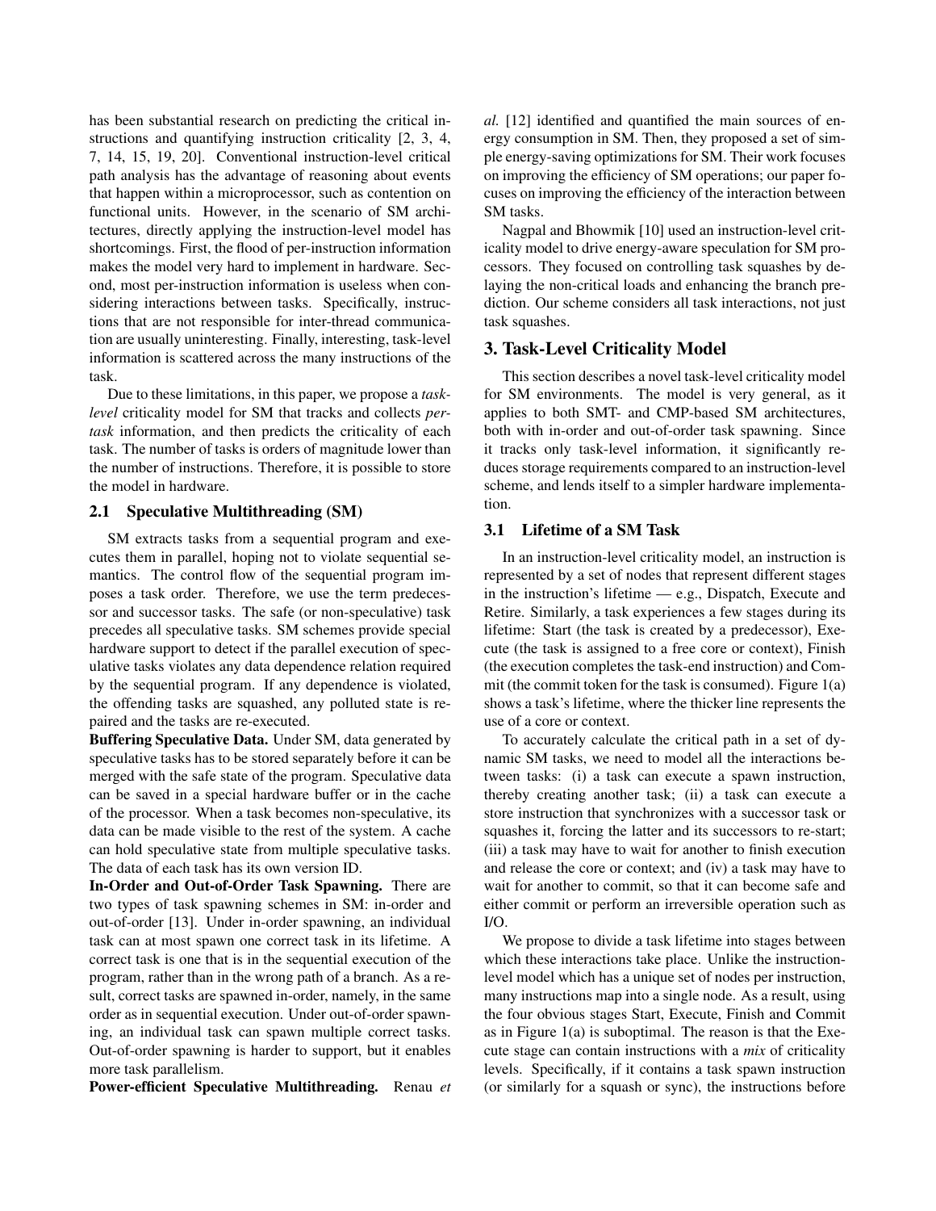has been substantial research on predicting the critical instructions and quantifying instruction criticality [2, 3, 4, 7, 14, 15, 19, 20]. Conventional instruction-level critical path analysis has the advantage of reasoning about events that happen within a microprocessor, such as contention on functional units. However, in the scenario of SM architectures, directly applying the instruction-level model has shortcomings. First, the flood of per-instruction information makes the model very hard to implement in hardware. Second, most per-instruction information is useless when considering interactions between tasks. Specifically, instructions that are not responsible for inter-thread communication are usually uninteresting. Finally, interesting, task-level information is scattered across the many instructions of the task.

Due to these limitations, in this paper, we propose a *task-level* criticality model for SM that tracks and collects *per-task* information, and then predicts the criticality of each task. The number of tasks is orders of magnitude lower than the number of instructions. Therefore, it is possible to store the model in hardware.

### 2.1 Speculative Multithreading (SM)

SM extracts tasks from a sequential program and executes them in parallel, hoping not to violate sequential semantics. The control flow of the sequential program imposes a task order. Therefore, we use the term predecessor and successor tasks. The safe (or non-speculative) task precedes all speculative tasks. SM schemes provide special hardware support to detect if the parallel execution of speculative tasks violates any data dependence relation required by the sequential program. If any dependence is violated, the offending tasks are squashed, any polluted state is repaired and the tasks are re-executed.

**Buffering Speculative Data.** Under SM, data generated by speculative tasks has to be stored separately before it can be merged with the safe state of the program. Speculative data can be saved in a special hardware buffer or in the cache of the processor. When a task becomes non-speculative, its data can be made visible to the rest of the system. A cache can hold speculative state from multiple speculative tasks. The data of each task has its own version ID.

**In-Order and Out-of-Order Task Spawning.** There are two types of task spawning schemes in SM: in-order and out-of-order [13]. Under in-order spawning, an individual task can at most spawn one correct task in its lifetime. A correct task is one that is in the sequential execution of the program, rather than in the wrong path of a branch. As a result, correct tasks are spawned in-order, namely, in the same order as in sequential execution. Under out-of-order spawning, an individual task can spawn multiple correct tasks. Out-of-order spawning is harder to support, but it enables more task parallelism.

**Power-efficient Speculative Multithreading.** Renau *et al.* [12] identified and quantified the main sources of energy consumption in SM. Then, they proposed a set of simple energy-saving optimizations for SM. Their work focuses on improving the efficiency of SM operations; our paper focuses on improving the efficiency of the interaction between SM tasks.

Nagpal and Bhowmik [10] used an instruction-level criticality model to drive energy-aware speculation for SM processors. They focused on controlling task squashes by delaying the non-critical loads and enhancing the branch prediction. Our scheme considers all task interactions, not just task squashes.

## 3. Task-Level Criticality Model

This section describes a novel task-level criticality model for SM environments. The model is very general, as it applies to both SMT- and CMP-based SM architectures, both with in-order and out-of-order task spawning. Since it tracks only task-level information, it significantly reduces storage requirements compared to an instruction-level scheme, and lends itself to a simpler hardware implementation.

### 3.1 Lifetime of a SM Task

In an instruction-level criticality model, an instruction is represented by a set of nodes that represent different stages in the instruction's lifetime — e.g., Dispatch, Execute and Retire. Similarly, a task experiences a few stages during its lifetime: Start (the task is created by a predecessor), Execute (the task is assigned to a free core or context), Finish (the execution completes the task-end instruction) and Commit (the commit token for the task is consumed). Figure 1(a) shows a task's lifetime, where the thicker line represents the use of a core or context.

To accurately calculate the critical path in a set of dynamic SM tasks, we need to model all the interactions between tasks: (i) a task can execute a spawn instruction, thereby creating another task; (ii) a task can execute a store instruction that synchronizes with a successor task or squashes it, forcing the latter and its successors to re-start; (iii) a task may have to wait for another to finish execution and release the core or context; and (iv) a task may have to wait for another to commit, so that it can become safe and either commit or perform an irreversible operation such as I/O.

We propose to divide a task lifetime into stages between which these interactions take place. Unlike the instruction-level model which has a unique set of nodes per instruction, many instructions map into a single node. As a result, using the four obvious stages Start, Execute, Finish and Commit as in Figure 1(a) is suboptimal. The reason is that the Execute stage can contain instructions with a *mix* of criticality levels. Specifically, if it contains a task spawn instruction (or similarly for a squash or sync), the instructions before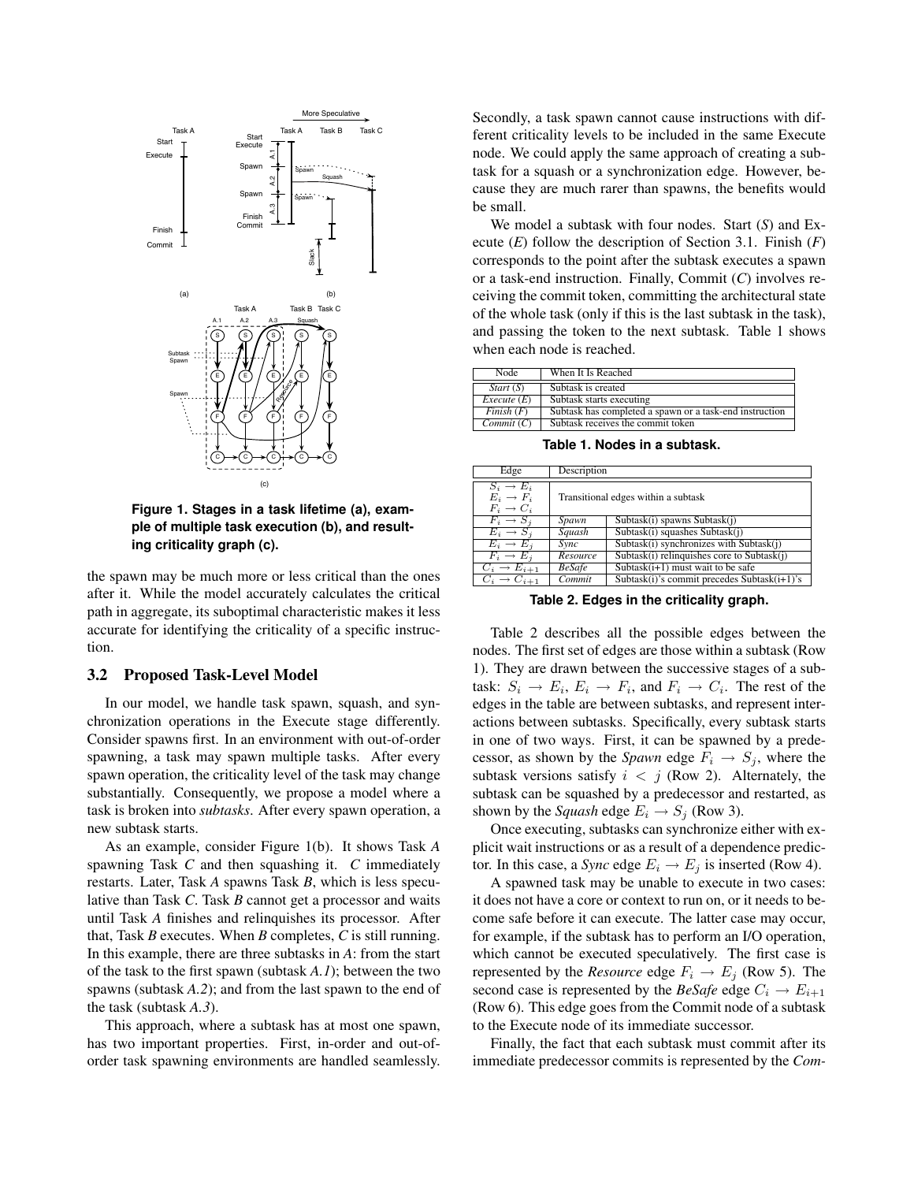**Figure 1. Stages in a task lifetime (a), example of multiple task execution (b), and resulting criticality graph (c).**

the spawn may be much more or less critical than the ones after it. While the model accurately calculates the critical path in aggregate, its suboptimal characteristic makes it less accurate for identifying the criticality of a specific instruction.

### 3.2 Proposed Task-Level Model

In our model, we handle task spawn, squash, and synchronization operations in the Execute stage differently. Consider spawns first. In an environment with out-of-order spawning, a task may spawn multiple tasks. After every spawn operation, the criticality level of the task may change substantially. Consequently, we propose a model where a task is broken into *subtasks*. After every spawn operation, a new subtask starts.

As an example, consider Figure 1(b). It shows Task *A* spawning Task *C* and then squashing it. *C* immediately restarts. Later, Task *A* spawns Task *B*, which is less speculative than Task *C*. Task *B* cannot get a processor and waits until Task *A* finishes and relinquishes its processor. After that, Task *B* executes. When *B* completes, *C* is still running. In this example, there are three subtasks in *A*: from the start of the task to the first spawn (subtask *A.1*); between the two spawns (subtask *A.2*); and from the last spawn to the end of the task (subtask *A.3*).

This approach, where a subtask has at most one spawn, has two important properties. First, in-order and out-of-order task spawning environments are handled seamlessly. Secondly, a task spawn cannot cause instructions with different criticality levels to be included in the same Execute node. We could apply the same approach of creating a subtask for a squash or a synchronization edge. However, because they are much rarer than spawns, the benefits would be small.

We model a subtask with four nodes. Start (*S*) and Execute (*E*) follow the description of Section 3.1. Finish (*F*) corresponds to the point after the subtask executes a spawn or a task-end instruction. Finally, Commit (*C*) involves receiving the commit token, committing the architectural state of the whole task (only if this is the last subtask in the task), and passing the token to the next subtask. Table 1 shows when each node is reached.

| Node | When It Is Reached |
|---|---|
| *Start* (*S*) | Subtask is created |
| *Execute* (*E*) | Subtask starts executing |
| *Finish* (*F*) | Subtask has completed a spawn or a task-end instruction |
| *Commit* (*C*) | Subtask receives the commit token |

**Table 1. Nodes in a subtask.**

| Edge | Description | |
|---|---|---|
| $S_i \rightarrow E_i$, $E_i \rightarrow F_i$, $F_i \rightarrow C_i$ | Transitional edges within a subtask | |
| $F_i \rightarrow S_j$ | *Spawn* | Subtask(i) spawns Subtask(j) |
| $E_i \rightarrow S_j$ | *Squash* | Subtask(i) squashes Subtask(j) |
| $E_i \rightarrow E_j$ | *Sync* | Subtask(i) synchronizes with Subtask(j) |
| $F_i \rightarrow E_j$ | *Resource* | Subtask(i) relinquishes core to Subtask(j) |
| $C_i \rightarrow E_{i+1}$ | *BeSafe* | Subtask(i+1) must wait to be safe |
| $C_i \rightarrow C_{i+1}$ | *Commit* | Subtask(i)'s commit precedes Subtask(i+1)'s |

**Table 2. Edges in the criticality graph.**

Table 2 describes all the possible edges between the nodes. The first set of edges are those within a subtask (Row 1). They are drawn between the successive stages of a subtask: $S_i \rightarrow E_i$, $E_i \rightarrow F_i$, and $F_i \rightarrow C_i$. The rest of the edges in the table are between subtasks, and represent interactions between subtasks. Specifically, every subtask starts in one of two ways. First, it can be spawned by a predecessor, as shown by the *Spawn* edge $F_i \rightarrow S_j$, where the subtask versions satisfy $i < j$ (Row 2). Alternately, the subtask can be squashed by a predecessor and restarted, as shown by the *Squash* edge $E_i \rightarrow S_j$ (Row 3).

Once executing, subtasks can synchronize either with explicit wait instructions or as a result of a dependence predictor. In this case, a *Sync* edge $E_i \rightarrow E_j$ is inserted (Row 4).

A spawned task may be unable to execute in two cases: it does not have a core or context to run on, or it needs to become safe before it can execute. The latter case may occur, for example, if the subtask has to perform an I/O operation, which cannot be executed speculatively. The first case is represented by the *Resource* edge $F_i \rightarrow E_j$ (Row 5). The second case is represented by the *BeSafe* edge $C_i \rightarrow E_{i+1}$ (Row 6). This edge goes from the Commit node of a subtask to the Execute node of its immediate successor.

Finally, the fact that each subtask must commit after its immediate predecessor commits is represented by the *Com-*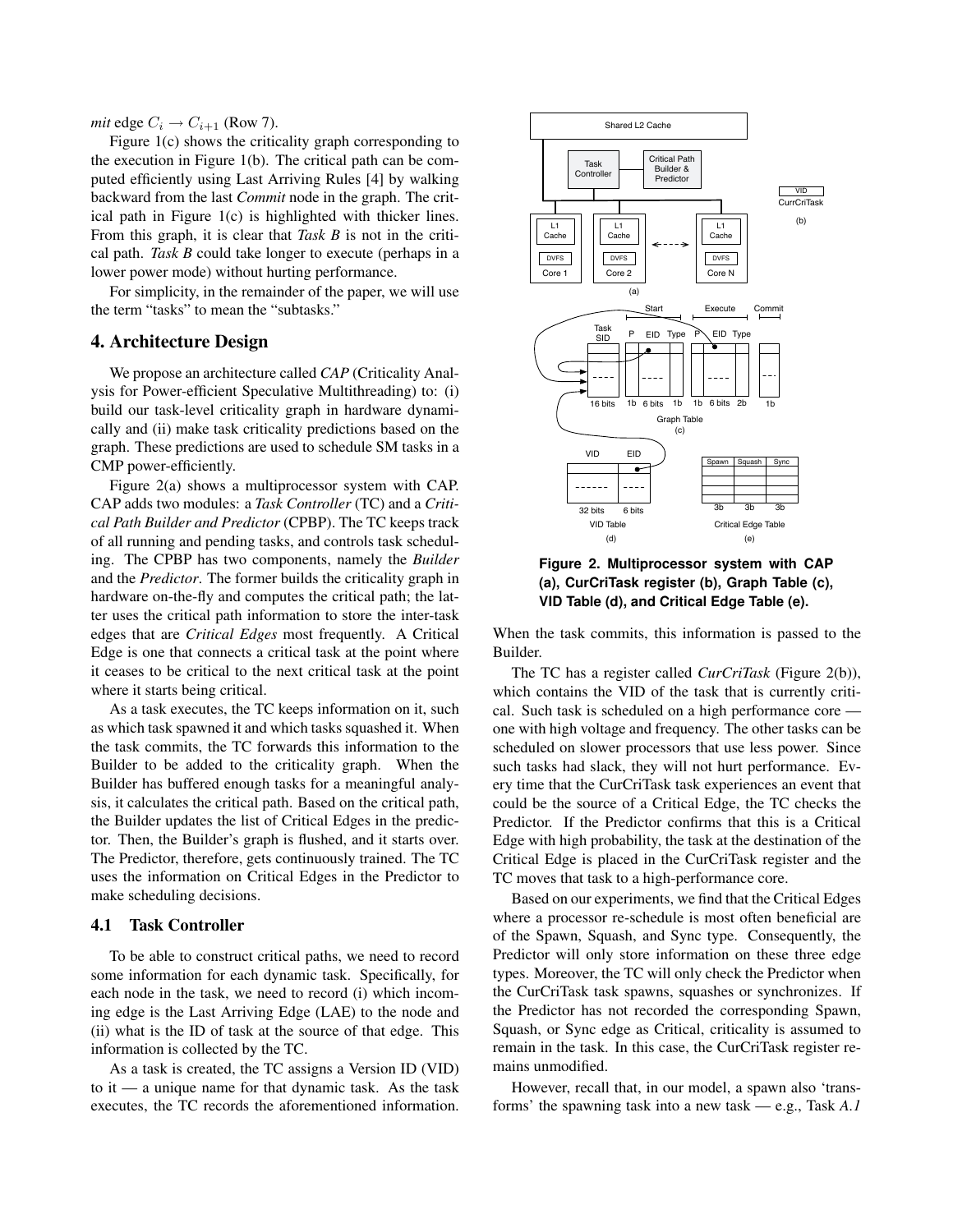*mit* edge $C_i \rightarrow C_{i+1}$ (Row 7).

Figure 1(c) shows the criticality graph corresponding to the execution in Figure 1(b). The critical path can be computed efficiently using Last Arriving Rules [4] by walking backward from the last *Commit* node in the graph. The critical path in Figure 1(c) is highlighted with thicker lines. From this graph, it is clear that *Task B* is not in the critical path. *Task B* could take longer to execute (perhaps in a lower power mode) without hurting performance.

For simplicity, in the remainder of the paper, we will use the term "tasks" to mean the "subtasks."

## 4. Architecture Design

We propose an architecture called *CAP* (Criticality Analysis for Power-efficient Speculative Multithreading) to: (i) build our task-level criticality graph in hardware dynamically and (ii) make task criticality predictions based on the graph. These predictions are used to schedule SM tasks in a CMP power-efficiently.

Figure 2(a) shows a multiprocessor system with CAP. CAP adds two modules: a *Task Controller* (TC) and a *Critical Path Builder and Predictor* (CPBP). The TC keeps track of all running and pending tasks, and controls task scheduling. The CPBP has two components, namely the *Builder* and the *Predictor*. The former builds the criticality graph in hardware on-the-fly and computes the critical path; the latter uses the critical path information to store the inter-task edges that are *Critical Edges* most frequently. A Critical Edge is one that connects a critical task at the point where it ceases to be critical to the next critical task at the point where it starts being critical.

As a task executes, the TC keeps information on it, such as which task spawned it and which tasks squashed it. When the task commits, the TC forwards this information to the Builder to be added to the criticality graph. When the Builder has buffered enough tasks for a meaningful analysis, it calculates the critical path. Based on the critical path, the Builder updates the list of Critical Edges in the predictor. Then, the Builder's graph is flushed, and it starts over. The Predictor, therefore, gets continuously trained. The TC uses the information on Critical Edges in the Predictor to make scheduling decisions.

### 4.1 Task Controller

To be able to construct critical paths, we need to record some information for each dynamic task. Specifically, for each node in the task, we need to record (i) which incoming edge is the Last Arriving Edge (LAE) to the node and (ii) what is the ID of task at the source of that edge. This information is collected by the TC.

As a task is created, the TC assigns a Version ID (VID) to it — a unique name for that dynamic task. As the task executes, the TC records the aforementioned information.

Shared L2 Cache

Task Controller

Critical Path Builder & Predictor

L1 Cache

DVFS

Core 1

Core 2

Core N

(a)

VID

CurrCriTask

(b)

Start

Execute

Commit

Task SID

P

EID

Type

16 bits

1b

6 bits

2b

Graph Table

(c)

VID

EID

32 bits

6 bits

VID Table

(d)

Spawn

Squash

Sync

3b

Critical Edge Table

(e)

**Figure 2. Multiprocessor system with CAP (a), CurCriTask register (b), Graph Table (c), VID Table (d), and Critical Edge Table (e).**

When the task commits, this information is passed to the Builder.

The TC has a register called *CurCriTask* (Figure 2(b)), which contains the VID of the task that is currently critical. Such task is scheduled on a high performance core — one with high voltage and frequency. The other tasks can be scheduled on slower processors that use less power. Since such tasks have slack, they will not hurt performance. Every time that the CurCriTask task experiences an event that could be the source of a Critical Edge, the TC checks the Predictor. If the Predictor confirms that this is a Critical Edge with high probability, the task at the destination of the Critical Edge is placed in the CurCriTask register and the TC moves that task to a high-performance core.

Based on our experiments, we find that the Critical Edges where a processor re-schedule is most often beneficial are of the Spawn, Squash, and Sync type. Consequently, the Predictor will only store information on these three edge types. Moreover, the TC will only check the Predictor when the CurCriTask task spawns, squashes or synchronizes. If the Predictor has not recorded the corresponding Spawn, Squash, or Sync edge as Critical, criticality is assumed to remain in the task. In this case, the CurCriTask register remains unmodified.

However, recall that, in our model, a spawn also 'transforms' the spawning task into a new task — e.g., Task *A.1*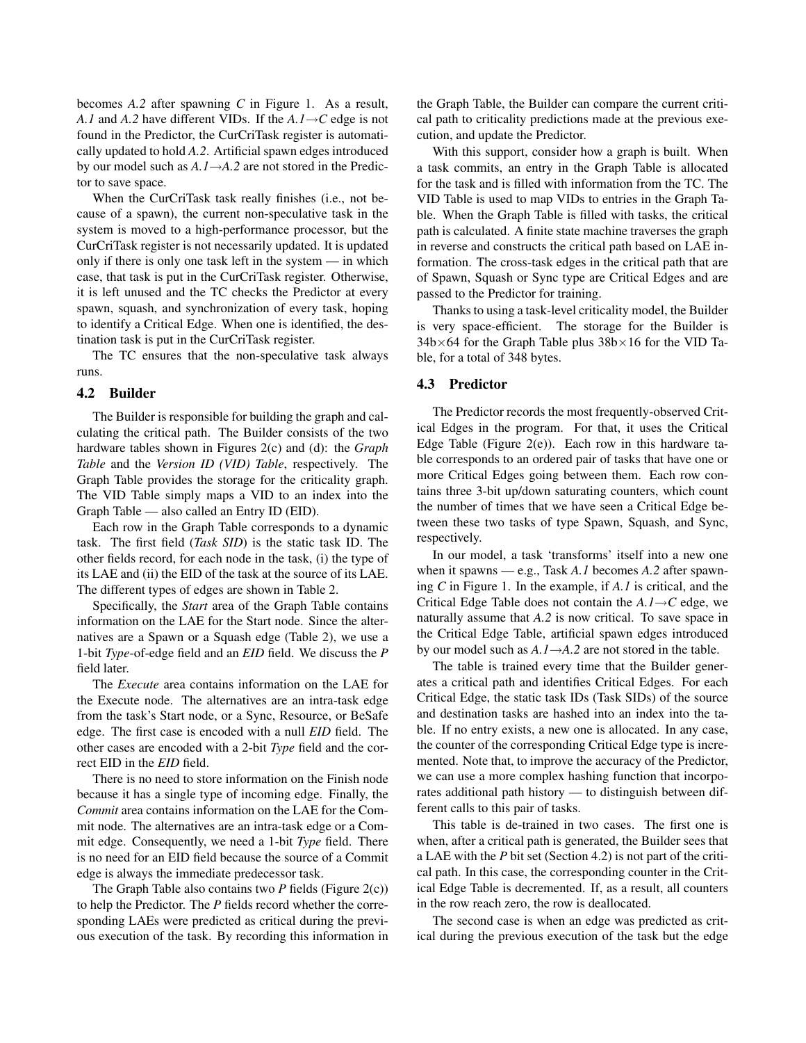becomes *A.2* after spawning *C* in Figure 1. As a result, *A.1* and *A.2* have different VIDs. If the *A.1*→*C* edge is not found in the Predictor, the CurCriTask register is automatically updated to hold *A.2*. Artificial spawn edges introduced by our model such as *A.1*→*A.2* are not stored in the Predictor to save space.

When the CurCriTask task really finishes (i.e., not because of a spawn), the current non-speculative task in the system is moved to a high-performance processor, but the CurCriTask register is not necessarily updated. It is updated only if there is only one task left in the system — in which case, that task is put in the CurCriTask register. Otherwise, it is left unused and the TC checks the Predictor at every spawn, squash, and synchronization of every task, hoping to identify a Critical Edge. When one is identified, the destination task is put in the CurCriTask register.

The TC ensures that the non-speculative task always runs.

### 4.2 Builder

The Builder is responsible for building the graph and calculating the critical path. The Builder consists of the two hardware tables shown in Figures 2(c) and (d): the *Graph Table* and the *Version ID (VID) Table*, respectively. The Graph Table provides the storage for the criticality graph. The VID Table simply maps a VID to an index into the Graph Table — also called an Entry ID (EID).

Each row in the Graph Table corresponds to a dynamic task. The first field (*Task SID*) is the static task ID. The other fields record, for each node in the task, (i) the type of its LAE and (ii) the EID of the task at the source of its LAE. The different types of edges are shown in Table 2.

Specifically, the *Start* area of the Graph Table contains information on the LAE for the Start node. Since the alternatives are a Spawn or a Squash edge (Table 2), we use a 1-bit *Type*-of-edge field and an *EID* field. We discuss the *P* field later.

The *Execute* area contains information on the LAE for the Execute node. The alternatives are an intra-task edge from the task's Start node, or a Sync, Resource, or BeSafe edge. The first case is encoded with a null *EID* field. The other cases are encoded with a 2-bit *Type* field and the correct EID in the *EID* field.

There is no need to store information on the Finish node because it has a single type of incoming edge. Finally, the *Commit* area contains information on the LAE for the Commit node. The alternatives are an intra-task edge or a Commit edge. Consequently, we need a 1-bit *Type* field. There is no need for an EID field because the source of a Commit edge is always the immediate predecessor task.

The Graph Table also contains two *P* fields (Figure 2(c)) to help the Predictor. The *P* fields record whether the corresponding LAEs were predicted as critical during the previous execution of the task. By recording this information in the Graph Table, the Builder can compare the current critical path to criticality predictions made at the previous execution, and update the Predictor.

With this support, consider how a graph is built. When a task commits, an entry in the Graph Table is allocated for the task and is filled with information from the TC. The VID Table is used to map VIDs to entries in the Graph Table. When the Graph Table is filled with tasks, the critical path is calculated. A finite state machine traverses the graph in reverse and constructs the critical path based on LAE information. The cross-task edges in the critical path that are of Spawn, Squash or Sync type are Critical Edges and are passed to the Predictor for training.

Thanks to using a task-level criticality model, the Builder is very space-efficient. The storage for the Builder is $34b \times 64$ for the Graph Table plus $38b \times 16$ for the VID Table, for a total of 348 bytes.

### 4.3 Predictor

The Predictor records the most frequently-observed Critical Edges in the program. For that, it uses the Critical Edge Table (Figure 2(e)). Each row in this hardware table corresponds to an ordered pair of tasks that have one or more Critical Edges going between them. Each row contains three 3-bit up/down saturating counters, which count the number of times that we have seen a Critical Edge between these two tasks of type Spawn, Squash, and Sync, respectively.

In our model, a task 'transforms' itself into a new one when it spawns — e.g., Task *A.1* becomes *A.2* after spawning *C* in Figure 1. In the example, if *A.1* is critical, and the Critical Edge Table does not contain the *A.1*→*C* edge, we naturally assume that *A.2* is now critical. To save space in the Critical Edge Table, artificial spawn edges introduced by our model such as *A.1*→*A.2* are not stored in the table.

The table is trained every time that the Builder generates a critical path and identifies Critical Edges. For each Critical Edge, the static task IDs (Task SIDs) of the source and destination tasks are hashed into an index into the table. If no entry exists, a new one is allocated. In any case, the counter of the corresponding Critical Edge type is incremented. Note that, to improve the accuracy of the Predictor, we can use a more complex hashing function that incorporates additional path history — to distinguish between different calls to this pair of tasks.

This table is de-trained in two cases. The first one is when, after a critical path is generated, the Builder sees that a LAE with the *P* bit set (Section 4.2) is not part of the critical path. In this case, the corresponding counter in the Critical Edge Table is decremented. If, as a result, all counters in the row reach zero, the row is deallocated.

The second case is when an edge was predicted as critical during the previous execution of the task but the edge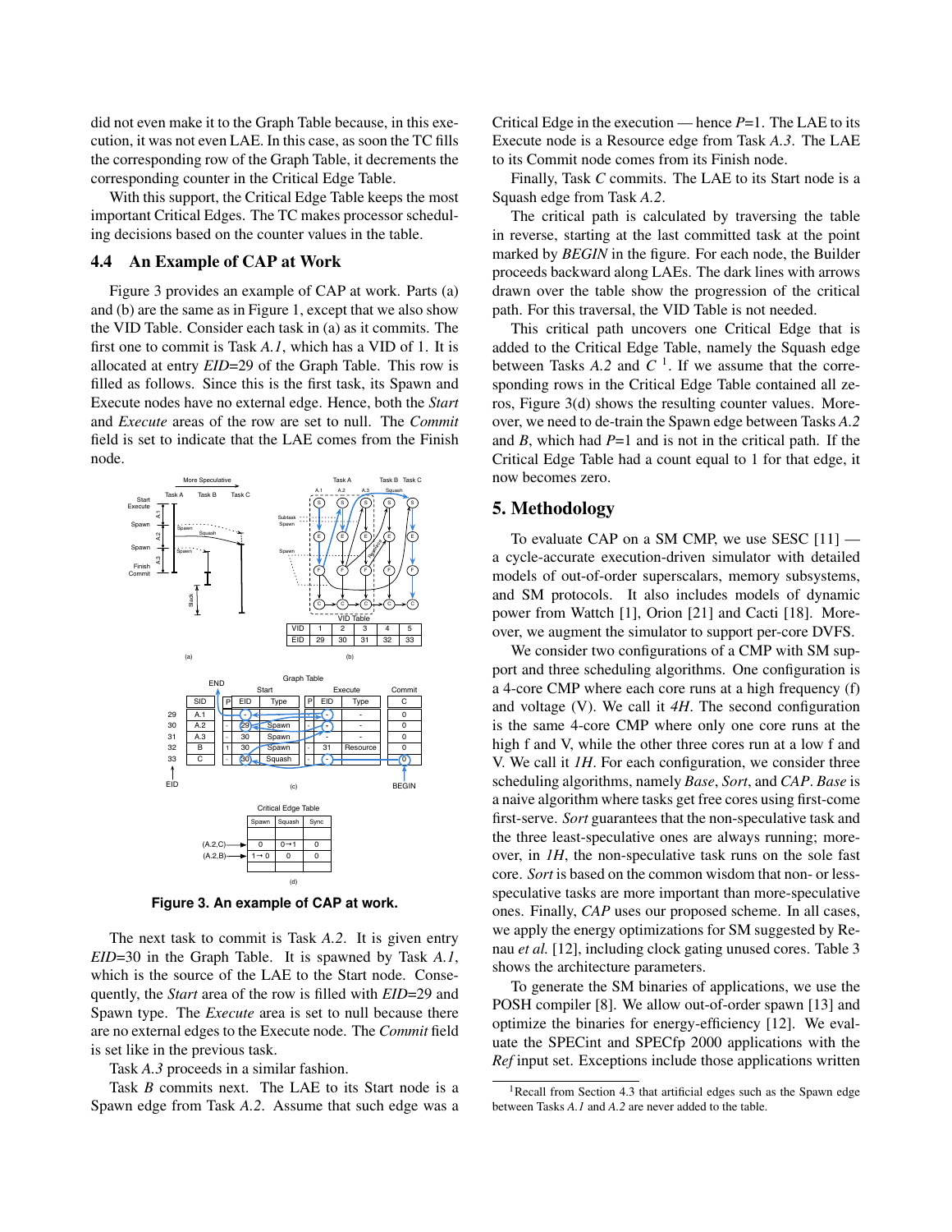did not even make it to the Graph Table because, in this execution, it was not even LAE. In this case, as soon the TC fills the corresponding row of the Graph Table, it decrements the corresponding counter in the Critical Edge Table.

With this support, the Critical Edge Table keeps the most important Critical Edges. The TC makes processor scheduling decisions based on the counter values in the table.

### 4.4 An Example of CAP at Work

Figure 3 provides an example of CAP at work. Parts (a) and (b) are the same as in Figure 1, except that we also show the VID Table. Consider each task in (a) as it commits. The first one to commit is Task *A.1*, which has a VID of 1. It is allocated at entry *EID*=29 of the Graph Table. This row is filled as follows. Since this is the first task, its Spawn and Execute nodes have no external edge. Hence, both the *Start* and *Execute* areas of the row are set to null. The *Commit* field is set to indicate that the LAE comes from the Finish node.

VID Table

| VID | 1 | 2 | 3 | 4 | 5 |
|---|---|---|---|---|---|
| EID | 29 | 30 | 31 | 32 | 33 |

Graph Table

| EID | SID | Start P | Start EID | Start Type | Execute P | Execute EID | Execute Type | Commit C |
|---|---|---|---|---|---|---|---|---|
| 29 | A.1 | - | - | - | - | - | - | 0 |
| 30 | A.2 | - | 29 | Spawn | - | - | - | 0 |
| 31 | A.3 | - | 30 | Spawn | - | - | - | 0 |
| 32 | B | 1 | 30 | Spawn | - | 31 | Resource | 0 |
| 33 | C | - | 30 | Squash | - | - | - | 0 |

Critical Edge Table

| | Spawn | Squash | Sync |
|---|---|---|---|
| (A.2,C) | 0 | 0→1 | 0 |
| (A.2,B) | 1→0 | 0 | 0 |

**Figure 3. An example of CAP at work.**

The next task to commit is Task *A.2*. It is given entry *EID*=30 in the Graph Table. It is spawned by Task *A.1*, which is the source of the LAE to the Start node. Consequently, the *Start* area of the row is filled with *EID*=29 and Spawn type. The *Execute* area is set to null because there are no external edges to the Execute node. The *Commit* field is set like in the previous task.

Task *A.3* proceeds in a similar fashion.

Task *B* commits next. The LAE to its Start node is a Spawn edge from Task *A.2*. Assume that such edge was a Critical Edge in the execution — hence *P*=1. The LAE to its Execute node is a Resource edge from Task *A.3*. The LAE to its Commit node comes from its Finish node.

Finally, Task *C* commits. The LAE to its Start node is a Squash edge from Task *A.2*.

The critical path is calculated by traversing the table in reverse, starting at the last committed task at the point marked by *BEGIN* in the figure. For each node, the Builder proceeds backward along LAEs. The dark lines with arrows drawn over the table show the progression of the critical path. For this traversal, the VID Table is not needed.

This critical path uncovers one Critical Edge that is added to the Critical Edge Table, namely the Squash edge between Tasks *A.2* and *C* [1]. If we assume that the corresponding rows in the Critical Edge Table contained all zeros, Figure 3(d) shows the resulting counter values. Moreover, we need to de-train the Spawn edge between Tasks *A.2* and *B*, which had *P*=1 and is not in the critical path. If the Critical Edge Table had a count equal to 1 for that edge, it now becomes zero.

## 5. Methodology

To evaluate CAP on a SM CMP, we use SESC [11] — a cycle-accurate execution-driven simulator with detailed models of out-of-order superscalars, memory subsystems, and SM protocols. It also includes models of dynamic power from Wattch [1], Orion [21] and Cacti [18]. Moreover, we augment the simulator to support per-core DVFS.

We consider two configurations of a CMP with SM support and three scheduling algorithms. One configuration is a 4-core CMP where each core runs at a high frequency (f) and voltage (V). We call it *4H*. The second configuration is the same 4-core CMP where only one core runs at the high f and V, while the other three cores run at a low f and V. We call it *1H*. For each configuration, we consider three scheduling algorithms, namely *Base*, *Sort*, and *CAP*. *Base* is a naive algorithm where tasks get free cores using first-come first-serve. *Sort* guarantees that the non-speculative task and the three least-speculative ones are always running; moreover, in *1H*, the non-speculative task runs on the sole fast core. *Sort* is based on the common wisdom that non- or less-speculative tasks are more important than more-speculative ones. Finally, *CAP* uses our proposed scheme. In all cases, we apply the energy optimizations for SM suggested by Renau *et al.* [12], including clock gating unused cores. Table 3 shows the architecture parameters.

To generate the SM binaries of applications, we use the POSH compiler [8]. We allow out-of-order spawn [13] and optimize the binaries for energy-efficiency [12]. We evaluate the SPECint and SPECfp 2000 applications with the *Ref* input set. Exceptions include those applications written

[1] Recall from Section 4.3 that artificial edges such as the Spawn edge between Tasks *A.1* and *A.2* are never added to the table.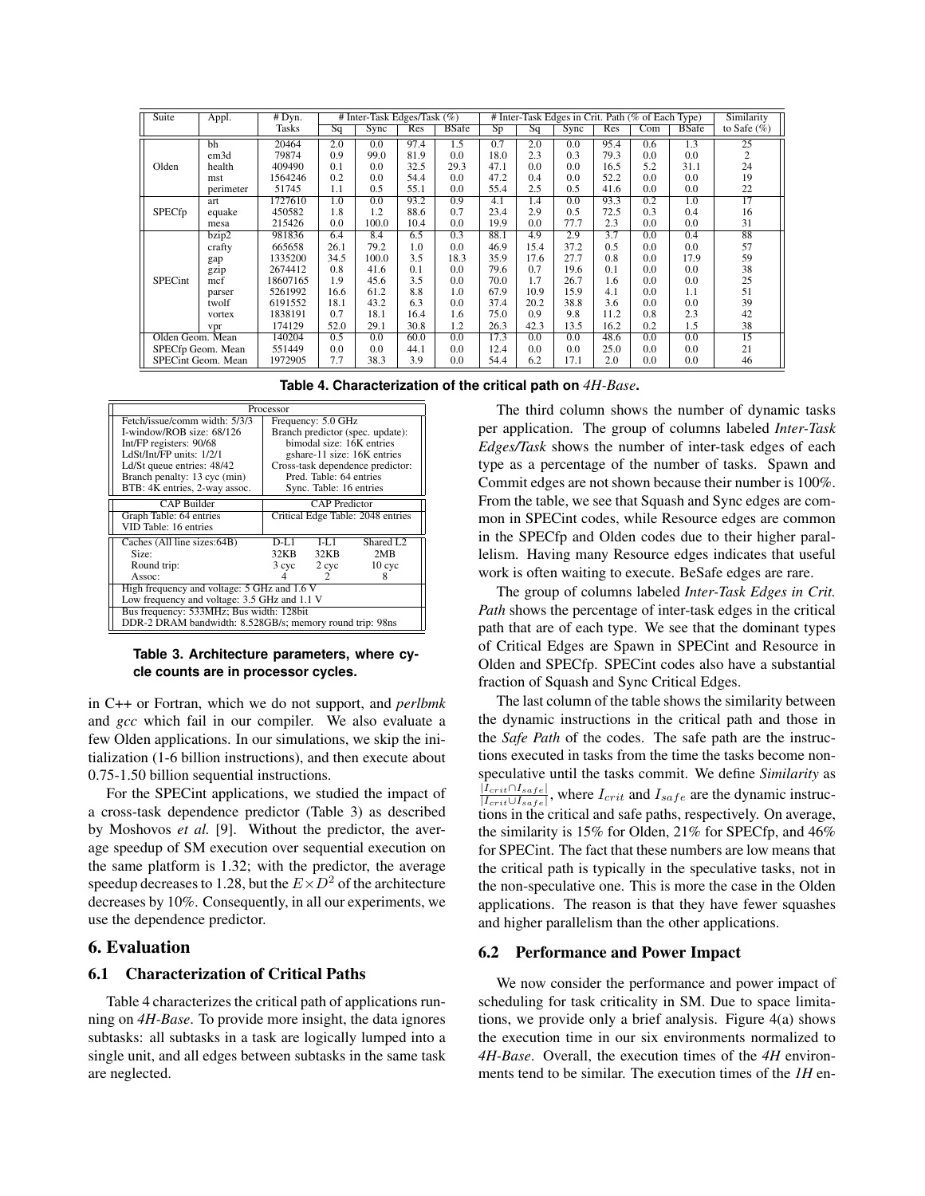| Suite | Appl. | # Dyn. Tasks | # Inter-Task Edges/Task (%) | | | | # Inter-Task Edges in Crit. Path (% of Each Type) | | | | | | Similarity to Safe (%) |
|---|---|---|---|---|---|---|---|---|---|---|---|---|---|
| | | | Sq | Sync | Res | BSafe | Sp | Sq | Sync | Res | Com | BSafe | |
| Olden | bh | 20464 | 2.0 | 0.0 | 97.4 | 1.5 | 0.7 | 2.0 | 0.0 | 95.4 | 0.6 | 1.3 | 25 |
| | em3d | 79874 | 0.9 | 99.0 | 81.9 | 0.0 | 18.0 | 2.3 | 0.3 | 79.3 | 0.0 | 0.0 | 2 |
| | health | 409490 | 0.1 | 0.0 | 32.5 | 29.3 | 47.1 | 0.0 | 0.0 | 16.5 | 5.2 | 31.1 | 24 |
| | mst | 1564246 | 0.2 | 0.0 | 54.4 | 0.0 | 47.2 | 0.4 | 0.0 | 52.2 | 0.0 | 0.0 | 19 |
| | perimeter | 51745 | 1.1 | 0.5 | 55.1 | 0.0 | 55.4 | 2.5 | 0.5 | 41.6 | 0.0 | 0.0 | 22 |
| SPECfp | art | 1727610 | 1.0 | 0.0 | 93.2 | 0.9 | 4.1 | 1.4 | 0.0 | 93.3 | 0.2 | 1.0 | 17 |
| | equake | 450582 | 1.8 | 1.2 | 88.6 | 0.7 | 23.4 | 2.9 | 0.5 | 72.5 | 0.3 | 0.4 | 16 |
| | mesa | 215426 | 0.0 | 100.0 | 10.4 | 0.0 | 19.9 | 0.0 | 77.7 | 2.3 | 0.0 | 0.0 | 31 |
| SPECint | bzip2 | 981836 | 6.4 | 8.4 | 6.5 | 0.3 | 88.1 | 4.9 | 2.9 | 3.7 | 0.0 | 0.4 | 88 |
| | crafty | 665658 | 26.1 | 79.2 | 1.0 | 0.0 | 46.9 | 15.4 | 37.2 | 0.5 | 0.0 | 0.0 | 57 |
| | gap | 1335200 | 34.5 | 100.0 | 3.5 | 18.3 | 35.9 | 17.6 | 27.7 | 0.8 | 0.0 | 17.9 | 59 |
| | gzip | 2674412 | 0.8 | 41.6 | 0.1 | 0.0 | 79.6 | 0.7 | 19.6 | 0.1 | 0.0 | 0.0 | 38 |
| | mcf | 18607165 | 1.9 | 45.6 | 3.5 | 0.0 | 70.0 | 1.7 | 26.7 | 1.6 | 0.0 | 0.0 | 25 |
| | parser | 5261992 | 16.6 | 61.2 | 8.8 | 1.0 | 67.9 | 10.9 | 15.9 | 4.1 | 0.0 | 1.1 | 51 |
| | twolf | 6191552 | 18.1 | 43.2 | 6.3 | 0.0 | 37.4 | 20.2 | 38.8 | 3.6 | 0.0 | 0.0 | 39 |
| | vortex | 1838191 | 0.7 | 18.1 | 16.4 | 1.6 | 75.0 | 0.9 | 9.8 | 11.2 | 0.8 | 2.3 | 42 |
| | vpr | 174129 | 52.0 | 29.1 | 30.8 | 1.2 | 26.3 | 42.3 | 13.5 | 16.2 | 0.2 | 1.5 | 38 |
| Olden Geom. Mean | | 140204 | 0.5 | 0.0 | 60.0 | 0.0 | 17.3 | 0.0 | 0.0 | 48.6 | 0.0 | 0.0 | 15 |
| SPECfp Geom. Mean | | 551449 | 0.0 | 0.0 | 44.1 | 0.0 | 12.4 | 0.0 | 0.0 | 25.0 | 0.0 | 0.0 | 21 |
| SPECint Geom. Mean | | 1972905 | 7.7 | 38.3 | 3.9 | 0.0 | 54.4 | 6.2 | 17.1 | 2.0 | 0.0 | 0.0 | 46 |

**Table 4. Characterization of the critical path on *4H-Base*.**

| Processor | |
|---|---|
| Fetch/issue/comm width: 5/3/3 | Frequency: 5.0 GHz |
| I-window/ROB size: 68/126 | Branch predictor (spec. update): |
| Int/FP registers: 90/68 | bimodal size: 16K entries |
| LdSt/Int/FP units: 1/2/1 | gshare-11 size: 16K entries |
| Ld/St queue entries: 48/42 | Cross-task dependence predictor: |
| Branch penalty: 13 cyc (min) | Pred. Table: 64 entries |
| BTB: 4K entries, 2-way assoc. | Sync. Table: 16 entries |
| **CAP Builder** | **CAP Predictor** |
| Graph Table: 64 entries | Critical Edge Table: 2048 entries |
| VID Table: 16 entries | |

| Caches (All line sizes:64B) | D-L1 | I-L1 | Shared L2 |
|---|---|---|---|
| Size: | 32KB | 32KB | 2MB |
| Round trip: | 3 cyc | 2 cyc | 10 cyc |
| Assoc: | 4 | 2 | 8 |
| High frequency and voltage: 5 GHz and 1.6 V | | | |
| Low frequency and voltage: 3.5 GHz and 1.1 V | | | |
| Bus frequency: 533MHz; Bus width: 128bit | | | |
| DDR-2 DRAM bandwidth: 8.528GB/s; memory round trip: 98ns | | | |

**Table 3. Architecture parameters, where cycle counts are in processor cycles.**

in C++ or Fortran, which we do not support, and *perlbmk* and *gcc* which fail in our compiler. We also evaluate a few Olden applications. In our simulations, we skip the initialization (1-6 billion instructions), and then execute about 0.75-1.50 billion sequential instructions.

For the SPECint applications, we studied the impact of a cross-task dependence predictor (Table 3) as described by Moshovos *et al.* [9]. Without the predictor, the average speedup of SM execution over sequential execution on the same platform is 1.32; with the predictor, the average speedup decreases to 1.28, but the $E \times D^2$ of the architecture decreases by 10%. Consequently, in all our experiments, we use the dependence predictor.

## 6. Evaluation

### 6.1 Characterization of Critical Paths

Table 4 characterizes the critical path of applications running on *4H-Base*. To provide more insight, the data ignores subtasks: all subtasks in a task are logically lumped into a single unit, and all edges between subtasks in the same task are neglected.

The third column shows the number of dynamic tasks per application. The group of columns labeled *Inter-Task Edges/Task* shows the number of inter-task edges of each type as a percentage of the number of tasks. Spawn and Commit edges are not shown because their number is 100%. From the table, we see that Squash and Sync edges are common in SPECint codes, while Resource edges are common in the SPECfp and Olden codes due to their higher parallelism. Having many Resource edges indicates that useful work is often waiting to execute. BeSafe edges are rare.

The group of columns labeled *Inter-Task Edges in Crit. Path* shows the percentage of inter-task edges in the critical path that are of each type. We see that the dominant types of Critical Edges are Spawn in SPECint and Resource in Olden and SPECfp. SPECint codes also have a substantial fraction of Squash and Sync Critical Edges.

The last column of the table shows the similarity between the dynamic instructions in the critical path and those in the *Safe Path* of the codes. The safe path are the instructions executed in tasks from the time the tasks become non-speculative until the tasks commit. We define *Similarity* as $\frac{|I_{crit} \cap I_{safe}|}{|I_{crit} \cup I_{safe}|}$, where $I_{crit}$ and $I_{safe}$ are the dynamic instructions in the critical and safe paths, respectively. On average, the similarity is 15% for Olden, 21% for SPECfp, and 46% for SPECint. The fact that these numbers are low means that the critical path is typically in the speculative tasks, not in the non-speculative one. This is more the case in the Olden applications. The reason is that they have fewer squashes and higher parallelism than the other applications.

### 6.2 Performance and Power Impact

We now consider the performance and power impact of scheduling for task criticality in SM. Due to space limitations, we provide only a brief analysis. Figure 4(a) shows the execution time in our six environments normalized to *4H-Base*. Overall, the execution times of the *4H* environments tend to be similar. The execution times of the *1H* en-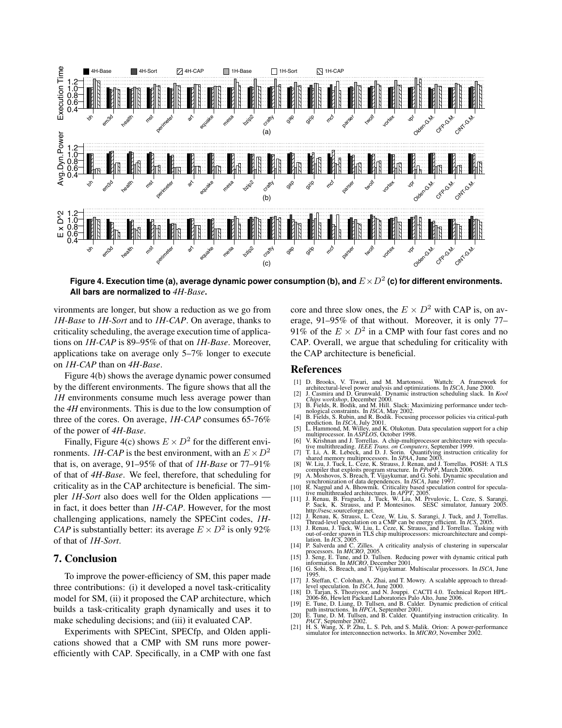4H-Base 4H-Sort 4H-CAP 1H-Base 1H-Sort 1H-CAP

Execution Time

1.2
1.0
0.8
0.6
0.4

bh em3d health mst perimeter art equake mesa bzip2 crafty gap gzip mcf parser twolf vortex vpr Olden-G.M. CFP-G.M. CINT-G.M.

(a)

Avg.Dyn.Power

1.2
1.0
0.8
0.6
0.4

bh em3d health mst perimeter art equake mesa bzip2 crafty gap gzip mcf parser twolf vortex vpr Olden-G.M. CFP-G.M. CINT-G.M.

(b)

E x D^2

1.2
1.0
0.8
0.6
0.4

bh em3d health mst perimeter art equake mesa bzip2 crafty gap gzip mcf parser twolf vortex vpr Olden-G.M. CFP-G.M. CINT-G.M.

(c)

**Figure 4. Execution time (a), average dynamic power consumption (b), and $E \times D^2$ (c) for different environments. All bars are normalized to *4H-Base*.**

vironments are longer, but show a reduction as we go from *1H-Base* to *1H-Sort* and to *1H-CAP*. On average, thanks to criticality scheduling, the average execution time of applications on *1H-CAP* is 89–95% of that on *1H-Base*. Moreover, applications take on average only 5–7% longer to execute on *1H-CAP* than on *4H-Base*.

Figure 4(b) shows the average dynamic power consumed by the different environments. The figure shows that all the *1H* environments consume much less average power than the *4H* environments. This is due to the low consumption of three of the cores. On average, *1H-CAP* consumes 65-76% of the power of *4H-Base*.

Finally, Figure 4(c) shows $E \times D^2$ for the different environments. *1H-CAP* is the best environment, with an $E \times D^2$ that is, on average, 91–95% of that of *1H-Base* or 77–91% of that of *4H-Base*. We feel, therefore, that scheduling for criticality as in the CAP architecture is beneficial. The simpler *1H-Sort* also does well for the Olden applications — in fact, it does better than *1H-CAP*. However, for the most challenging applications, namely the SPECint codes, *1H-CAP* is substantially better: its average $E \times D^2$ is only 92% of that of *1H-Sort*.

## 7. Conclusion

To improve the power-efficiency of SM, this paper made three contributions: (i) it developed a novel task-criticality model for SM, (ii) it proposed the CAP architecture, which builds a task-criticality graph dynamically and uses it to make scheduling decisions; and (iii) it evaluated CAP.

Experiments with SPECint, SPECfp, and Olden applications showed that a CMP with SM runs more power-efficiently with CAP. Specifically, in a CMP with one fast core and three slow ones, the $E \times D^2$ with CAP is, on average, 91–95% of that without. Moreover, it is only 77–91% of the $E \times D^2$ in a CMP with four fast cores and no CAP. Overall, we argue that scheduling for criticality with the CAP architecture is beneficial.

## References

[1] D. Brooks, V. Tiwari, and M. Martonosi. Wattch: A framework for architectural-level power analysis and optimizations. In *ISCA*, June 2000.

[2] J. Casmira and D. Grunwald. Dynamic instruction scheduling slack. In *Kool Chips workshop*, December 2000.

[3] B. Fields, R. Bodik, and M. Hill. Slack: Maximizing performance under technological constraints. In *ISCA*, May 2002.

[4] B. Fields, S. Rubin, and R. Bodik. Focusing processor policies via critical-path prediction. In *ISCA*, July 2001.

[5] L. Hammond, M. Willey, and K. Olukotun. Data speculation support for a chip multiprocessor. In *ASPLOS*, October 1998.

[6] V. Krishnan and J. Torrellas. A chip-multiprocessor architecture with speculative multithreading. *IEEE Trans. on Computers*, September 1999.

[7] T. Li, A. R. Lebeck, and D. J. Sorin. Quantifying instruction criticality for shared memory multiprocessors. In *SPAA*, June 2003.

[8] W. Liu, J. Tuck, L. Ceze, K. Strauss, J. Renau, and J. Torrellas. POSH: A TLS compiler that exploits program structure. In *PPoPP*, March 2006.

[9] A. Moshovos, S. Breach, T. Vijaykumar, and G. Sohi. Dynamic speculation and synchronization of data dependences. In *ISCA*, June 1997.

[10] R. Nagpal and A. Bhowmik. Criticality based speculation control for speculative multithreaded architectures. In *APPT*, 2005.

[11] J. Renau, B. Fraguela, J. Tuck, W. Liu, M. Prvulovic, L. Ceze, S. Sarangi, P. Sack, K. Strauss, and P. Montesinos. SESC simulator, January 2005. http://sesc.sourceforge.net.

[12] J. Renau, K. Strauss, L. Ceze, W. Liu, S. Sarangi, J. Tuck, and J. Torrellas. Thread-level speculation on a CMP can be energy efficient. In *ICS*, 2005.

[13] J. Renau, J. Tuck, W. Liu, L. Ceze, K. Strauss, and J. Torrellas. Tasking with out-of-order spawn in TLS chip multiprocessors: microarchitecture and compilation. In *ICS*, 2005.

[14] P. Salverda and C. Zilles. A criticality analysis of clustering in superscalar processors. In *MICRO*, 2005.

[15] J. Seng, E. Tune, and D. Tullsen. Reducing power with dynamic critical path information. In *MICRO*, December 2001.

[16] G. Sohi, S. Breach, and T. Vijaykumar. Multiscalar processors. In *ISCA*, June 1995.

[17] J. Steffan, C. Colohan, A. Zhai, and T. Mowry. A scalable approach to thread-level speculation. In *ISCA*, June 2000.

[18] D. Tarjan, S. Thoziyoor, and N. Jouppi. CACTI 4.0. Technical Report HPL-2006-86, Hewlett Packard Laboratories Palo Alto, June 2006.

[19] E. Tune, D. Liang, D. Tullsen, and B. Calder. Dynamic prediction of critical path instructions. In *HPCA*, September 2001.

[20] E. Tune, D. M. Tullsen, and B. Calder. Quantifying instruction criticality. In *PACT*, September 2002.

[21] H. S. Wang, X. P. Zhu, L. S. Peh, and S. Malik. Orion: A power-performance simulator for interconnection networks. In *MICRO*, November 2002.